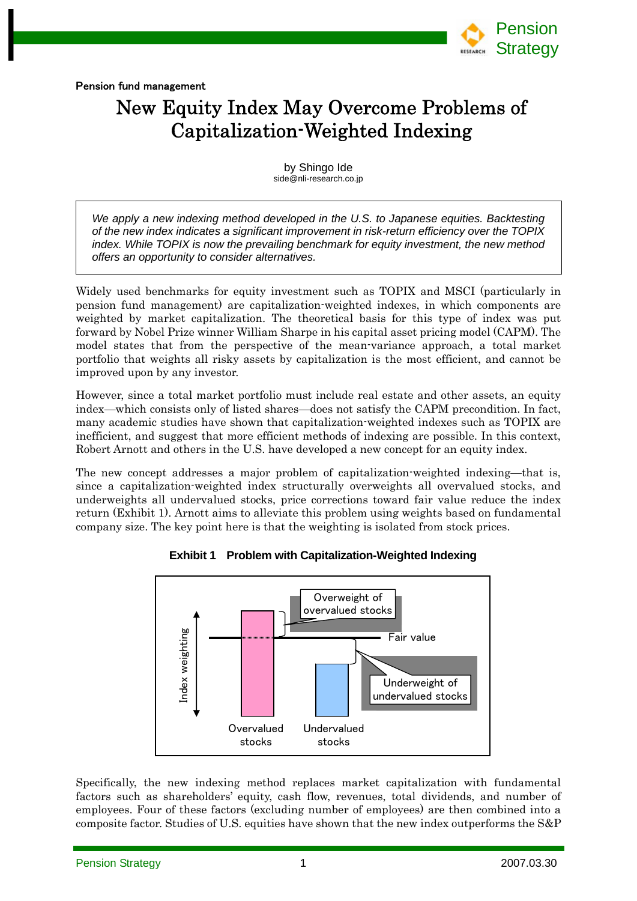Pension fund management

# New Equity Index May Overcome Problems of Capitalization-Weighted Indexing

by Shingo Ide
side@nli-research.co.jp

> *We apply a new indexing method developed in the U.S. to Japanese equities. Backtesting of the new index indicates a significant improvement in risk-return efficiency over the TOPIX index. While TOPIX is now the prevailing benchmark for equity investment, the new method offers an opportunity to consider alternatives.*

Widely used benchmarks for equity investment such as TOPIX and MSCI (particularly in pension fund management) are capitalization-weighted indexes, in which components are weighted by market capitalization. The theoretical basis for this type of index was put forward by Nobel Prize winner William Sharpe in his capital asset pricing model (CAPM). The model states that from the perspective of the mean-variance approach, a total market portfolio that weights all risky assets by capitalization is the most efficient, and cannot be improved upon by any investor.

However, since a total market portfolio must include real estate and other assets, an equity index—which consists only of listed shares—does not satisfy the CAPM precondition. In fact, many academic studies have shown that capitalization-weighted indexes such as TOPIX are inefficient, and suggest that more efficient methods of indexing are possible. In this context, Robert Arnott and others in the U.S. have developed a new concept for an equity index.

The new concept addresses a major problem of capitalization-weighted indexing—that is, since a capitalization-weighted index structurally overweights all overvalued stocks, and underweights all undervalued stocks, price corrections toward fair value reduce the index return (Exhibit 1). Arnott aims to alleviate this problem using weights based on fundamental company size. The key point here is that the weighting is isolated from stock prices.

**Exhibit 1 Problem with Capitalization-Weighted Indexing**

Index weighting

Overweight of overvalued stocks

Fair value

Underweight of undervalued stocks

Overvalued stocks

Undervalued stocks

Specifically, the new indexing method replaces market capitalization with fundamental factors such as shareholders' equity, cash flow, revenues, total dividends, and number of employees. Four of these factors (excluding number of employees) are then combined into a composite factor. Studies of U.S. equities have shown that the new index outperforms the S&P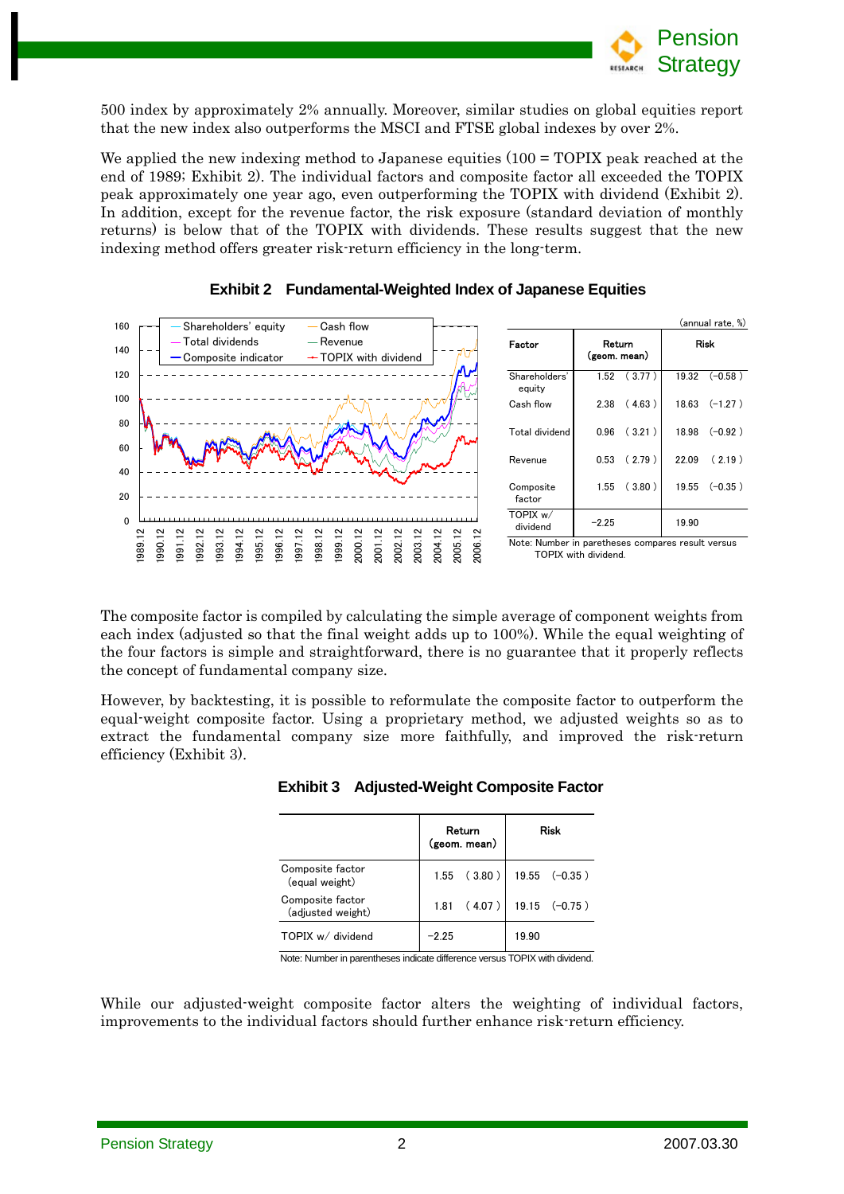500 index by approximately 2% annually. Moreover, similar studies on global equities report that the new index also outperforms the MSCI and FTSE global indexes by over 2%.

We applied the new indexing method to Japanese equities (100 = TOPIX peak reached at the end of 1989; Exhibit 2). The individual factors and composite factor all exceeded the TOPIX peak approximately one year ago, even outperforming the TOPIX with dividend (Exhibit 2). In addition, except for the revenue factor, the risk exposure (standard deviation of monthly returns) is below that of the TOPIX with dividends. These results suggest that the new indexing method offers greater risk-return efficiency in the long-term.

**Exhibit 2 Fundamental-Weighted Index of Japanese Equities**

Shareholders' equity
Cash flow
Total dividends
Revenue
Composite indicator
TOPIX with dividend
160
140
120
100
80
60
40
20
0
1989.12 1990.12 1991.12 1992.12 1993.12 1994.12 1995.12 1996.12 1997.12 1998.12 1999.12 2000.12 2001.12 2002.12 2003.12 2004.12 2005.12 2006.12

(annual rate, %)

| Factor | Return (geom. mean) | Risk |
|---|---|---|
| Shareholders' equity | 1.52 ( 3.77 ) | 19.32 (−0.58 ) |
| Cash flow | 2.38 ( 4.63 ) | 18.63 (−1.27 ) |
| Total dividend | 0.96 ( 3.21 ) | 18.98 (−0.92 ) |
| Revenue | 0.53 ( 2.79 ) | 22.09 ( 2.19 ) |
| Composite factor | 1.55 ( 3.80 ) | 19.55 (−0.35 ) |
| TOPIX w/ dividend | −2.25 | 19.90 |

Note: Number in paretheses compares result versus TOPIX with dividend.

The composite factor is compiled by calculating the simple average of component weights from each index (adjusted so that the final weight adds up to 100%). While the equal weighting of the four factors is simple and straightforward, there is no guarantee that it properly reflects the concept of fundamental company size.

However, by backtesting, it is possible to reformulate the composite factor to outperform the equal-weight composite factor. Using a proprietary method, we adjusted weights so as to extract the fundamental company size more faithfully, and improved the risk-return efficiency (Exhibit 3).

**Exhibit 3 Adjusted-Weight Composite Factor**

| | Return (geom. mean) | Risk |
|---|---|---|
| Composite factor (equal weight) | 1.55 ( 3.80 ) | 19.55 (−0.35 ) |
| Composite factor (adjusted weight) | 1.81 ( 4.07 ) | 19.15 (−0.75 ) |
| TOPIX w/ dividend | −2.25 | 19.90 |

Note: Number in parentheses indicate difference versus TOPIX with dividend.

While our adjusted-weight composite factor alters the weighting of individual factors, improvements to the individual factors should further enhance risk-return efficiency.